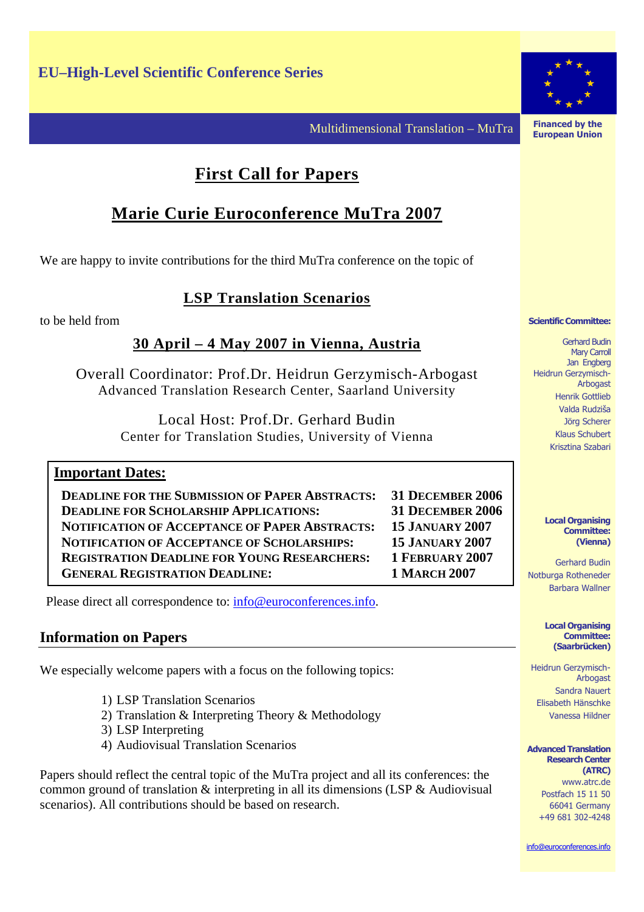**EU–High-Level Scientific Conference Series**

Multidimensional Translation – MuTra

Financed by the European Union

# First Call for Papers

# Marie Curie Euroconference MuTra 2007

We are happy to invite contributions for the third MuTra conference on the topic of

## LSP Translation Scenarios

to be held from

## 30 April – 4 May 2007 in Vienna, Austria

Overall Coordinator: Prof.Dr. Heidrun Gerzymisch-Arbogast
Advanced Translation Research Center, Saarland University

Local Host: Prof.Dr. Gerhard Budin
Center for Translation Studies, University of Vienna

**Important Dates:**

| | |
|---|---|
| **DEADLINE FOR THE SUBMISSION OF PAPER ABSTRACTS:** | **31 DECEMBER 2006** |
| **DEADLINE FOR SCHOLARSHIP APPLICATIONS:** | **31 DECEMBER 2006** |
| **NOTIFICATION OF ACCEPTANCE OF PAPER ABSTRACTS:** | **15 JANUARY 2007** |
| **NOTIFICATION OF ACCEPTANCE OF SCHOLARSHIPS:** | **15 JANUARY 2007** |
| **REGISTRATION DEADLINE FOR YOUNG RESEARCHERS:** | **1 FEBRUARY 2007** |
| **GENERAL REGISTRATION DEADLINE:** | **1 MARCH 2007** |

Please direct all correspondence to: info@euroconferences.info.

## Information on Papers

We especially welcome papers with a focus on the following topics:

1) LSP Translation Scenarios
2) Translation & Interpreting Theory & Methodology
3) LSP Interpreting
4) Audiovisual Translation Scenarios

Papers should reflect the central topic of the MuTra project and all its conferences: the common ground of translation & interpreting in all its dimensions (LSP & Audiovisual scenarios). All contributions should be based on research.

**Scientific Committee:**

Gerhard Budin
Mary Carroll
Jan Engberg
Heidrun Gerzymisch-Arbogast
Henrik Gottlieb
Valda Rudziša
Jörg Scherer
Klaus Schubert
Krisztina Szabari

**Local Organising Committee: (Vienna)**

Gerhard Budin
Notburga Rotheneder
Barbara Wallner

**Local Organising Committee: (Saarbrücken)**

Heidrun Gerzymisch-Arbogast
Sandra Nauert
Elisabeth Hänschke
Vanessa Hildner

**Advanced Translation Research Center (ATRC)**
www.atrc.de
Postfach 15 11 50
66041 Germany
+49 681 302-4248

info@euroconferences.info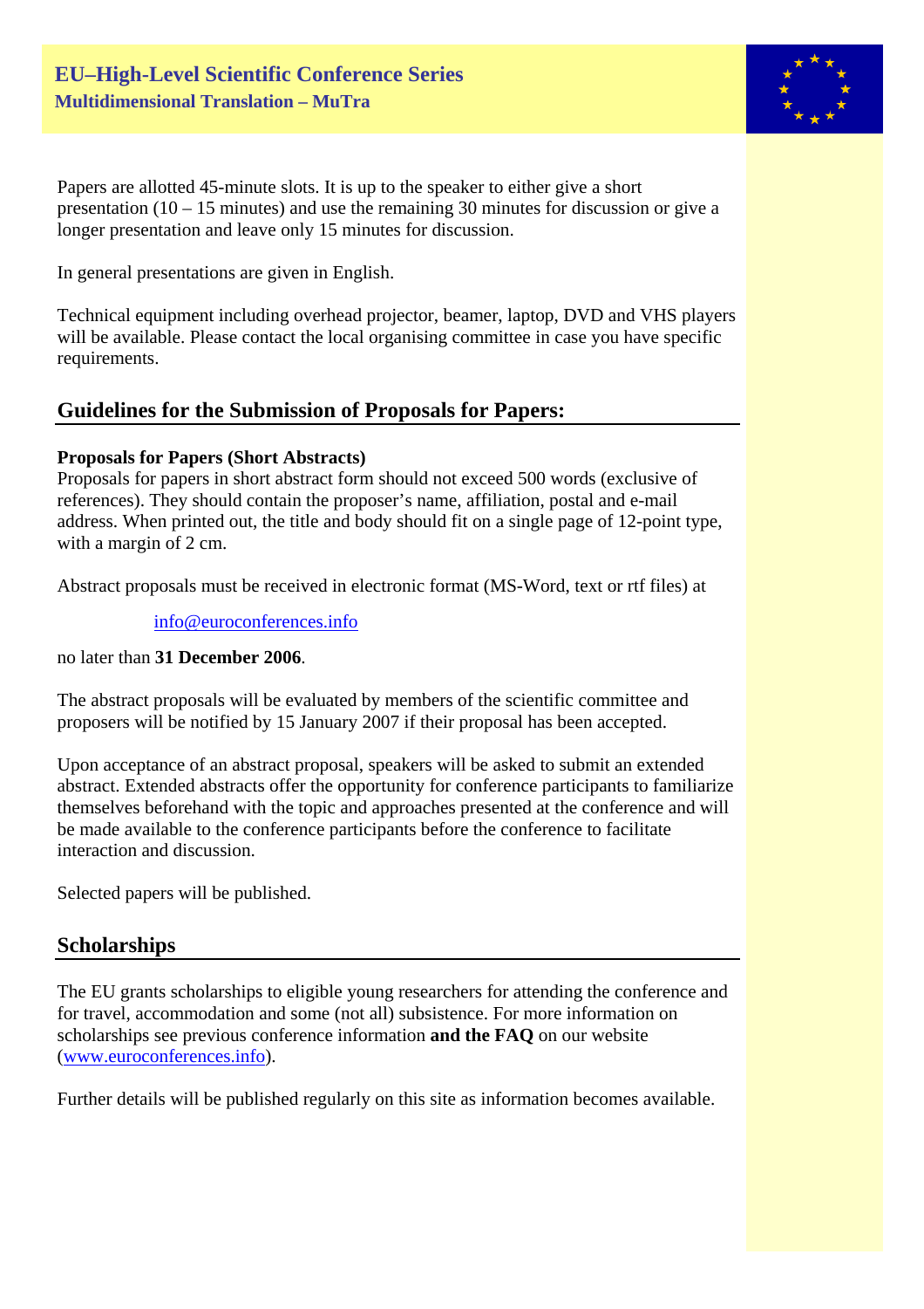Papers are allotted 45-minute slots. It is up to the speaker to either give a short presentation (10 – 15 minutes) and use the remaining 30 minutes for discussion or give a longer presentation and leave only 15 minutes for discussion.

In general presentations are given in English.

Technical equipment including overhead projector, beamer, laptop, DVD and VHS players will be available. Please contact the local organising committee in case you have specific requirements.

## Guidelines for the Submission of Proposals for Papers:

**Proposals for Papers (Short Abstracts)**

Proposals for papers in short abstract form should not exceed 500 words (exclusive of references). They should contain the proposer's name, affiliation, postal and e-mail address. When printed out, the title and body should fit on a single page of 12-point type, with a margin of 2 cm.

Abstract proposals must be received in electronic format (MS-Word, text or rtf files) at

info@euroconferences.info

no later than **31 December 2006**.

The abstract proposals will be evaluated by members of the scientific committee and proposers will be notified by 15 January 2007 if their proposal has been accepted.

Upon acceptance of an abstract proposal, speakers will be asked to submit an extended abstract. Extended abstracts offer the opportunity for conference participants to familiarize themselves beforehand with the topic and approaches presented at the conference and will be made available to the conference participants before the conference to facilitate interaction and discussion.

Selected papers will be published.

## Scholarships

The EU grants scholarships to eligible young researchers for attending the conference and for travel, accommodation and some (not all) subsistence. For more information on scholarships see previous conference information **and the FAQ** on our website (www.euroconferences.info).

Further details will be published regularly on this site as information becomes available.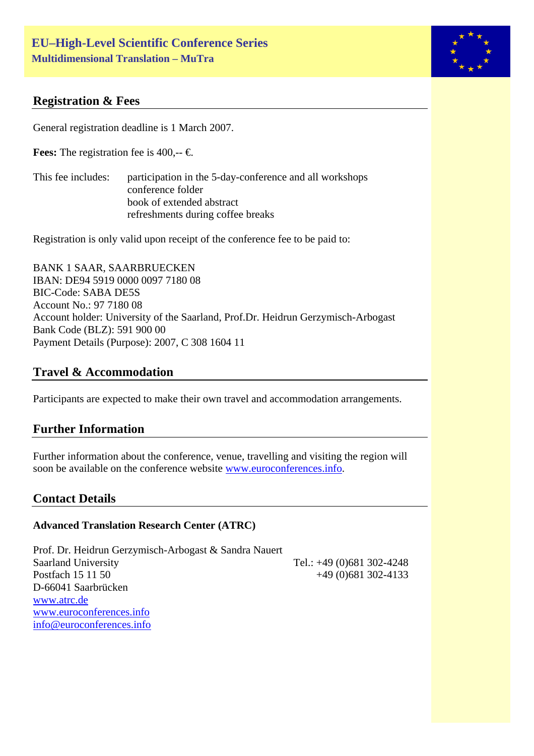## Registration & Fees

General registration deadline is 1 March 2007.

**Fees:** The registration fee is 400,-- €.

This fee includes:
- participation in the 5-day-conference and all workshops
- conference folder
- book of extended abstract
- refreshments during coffee breaks

Registration is only valid upon receipt of the conference fee to be paid to:

BANK 1 SAAR, SAARBRUECKEN
IBAN: DE94 5919 0000 0097 7180 08
BIC-Code: SABA DE5S
Account No.: 97 7180 08
Account holder: University of the Saarland, Prof.Dr. Heidrun Gerzymisch-Arbogast
Bank Code (BLZ): 591 900 00
Payment Details (Purpose): 2007, C 308 1604 11

## Travel & Accommodation

Participants are expected to make their own travel and accommodation arrangements.

## Further Information

Further information about the conference, venue, travelling and visiting the region will soon be available on the conference website www.euroconferences.info.

## Contact Details

**Advanced Translation Research Center (ATRC)**

Prof. Dr. Heidrun Gerzymisch-Arbogast & Sandra Nauert
Saarland University
Postfach 15 11 50
D-66041 Saarbrücken
www.atrc.de
www.euroconferences.info
info@euroconferences.info

Tel.: +49 (0)681 302-4248
+49 (0)681 302-4133